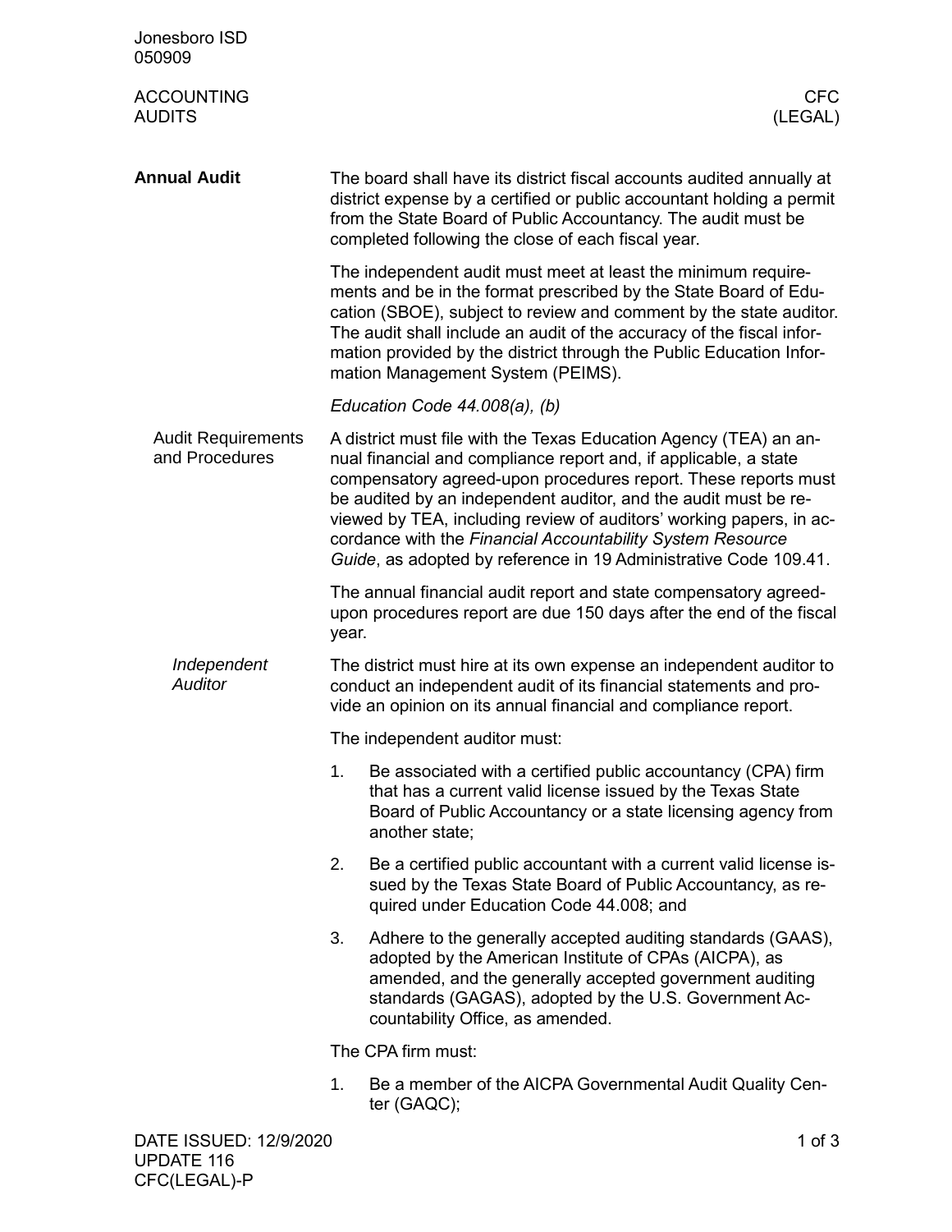Jonesboro ISD
050909

ACCOUNTING
AUDITS

CFC
(LEGAL)

## Annual Audit

The board shall have its district fiscal accounts audited annually at district expense by a certified or public accountant holding a permit from the State Board of Public Accountancy. The audit must be completed following the close of each fiscal year.

The independent audit must meet at least the minimum requirements and be in the format prescribed by the State Board of Education (SBOE), subject to review and comment by the state auditor. The audit shall include an audit of the accuracy of the fiscal information provided by the district through the Public Education Information Management System (PEIMS).

*Education Code 44.008(a), (b)*

### Audit Requirements and Procedures

A district must file with the Texas Education Agency (TEA) an annual financial and compliance report and, if applicable, a state compensatory agreed-upon procedures report. These reports must be audited by an independent auditor, and the audit must be reviewed by TEA, including review of auditors' working papers, in accordance with the *Financial Accountability System Resource Guide*, as adopted by reference in 19 Administrative Code 109.41.

The annual financial audit report and state compensatory agreed-upon procedures report are due 150 days after the end of the fiscal year.

#### *Independent Auditor*

The district must hire at its own expense an independent auditor to conduct an independent audit of its financial statements and provide an opinion on its annual financial and compliance report.

The independent auditor must:

1. Be associated with a certified public accountancy (CPA) firm that has a current valid license issued by the Texas State Board of Public Accountancy or a state licensing agency from another state;
2. Be a certified public accountant with a current valid license issued by the Texas State Board of Public Accountancy, as required under Education Code 44.008; and
3. Adhere to the generally accepted auditing standards (GAAS), adopted by the American Institute of CPAs (AICPA), as amended, and the generally accepted government auditing standards (GAGAS), adopted by the U.S. Government Accountability Office, as amended.

The CPA firm must:

1. Be a member of the AICPA Governmental Audit Quality Center (GAQC);

DATE ISSUED: 12/9/2020
UPDATE 116
CFC(LEGAL)-P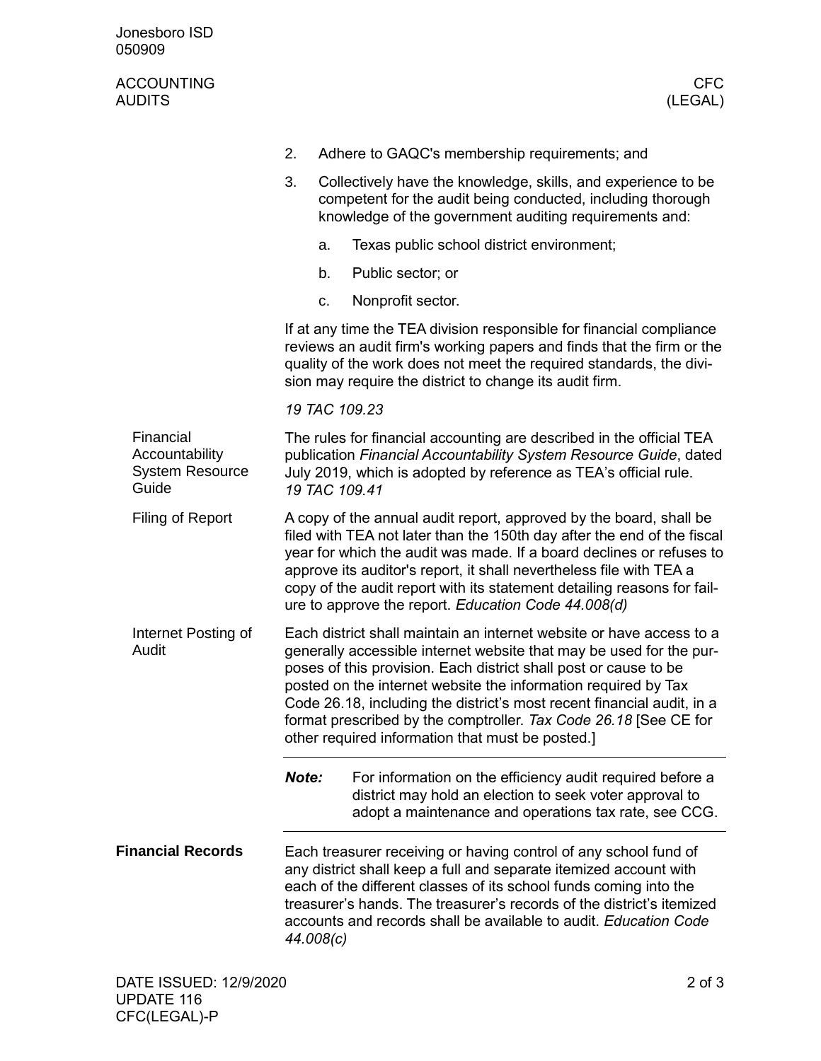2. Adhere to GAQC's membership requirements; and
3. Collectively have the knowledge, skills, and experience to be competent for the audit being conducted, including thorough knowledge of the government auditing requirements and:
   a. Texas public school district environment;
   b. Public sector; or
   c. Nonprofit sector.

If at any time the TEA division responsible for financial compliance reviews an audit firm's working papers and finds that the firm or the quality of the work does not meet the required standards, the division may require the district to change its audit firm.

*19 TAC 109.23*

### Financial Accountability System Resource Guide

The rules for financial accounting are described in the official TEA publication *Financial Accountability System Resource Guide*, dated July 2019, which is adopted by reference as TEA's official rule. *19 TAC 109.41*

### Filing of Report

A copy of the annual audit report, approved by the board, shall be filed with TEA not later than the 150th day after the end of the fiscal year for which the audit was made. If a board declines or refuses to approve its auditor's report, it shall nevertheless file with TEA a copy of the audit report with its statement detailing reasons for failure to approve the report. *Education Code 44.008(d)*

### Internet Posting of Audit

Each district shall maintain an internet website or have access to a generally accessible internet website that may be used for the purposes of this provision. Each district shall post or cause to be posted on the internet website the information required by Tax Code 26.18, including the district's most recent financial audit, in a format prescribed by the comptroller. *Tax Code 26.18* [See CE for other required information that must be posted.]

***Note:*** For information on the efficiency audit required before a district may hold an election to seek voter approval to adopt a maintenance and operations tax rate, see CCG.

## Financial Records

Each treasurer receiving or having control of any school fund of any district shall keep a full and separate itemized account with each of the different classes of its school funds coming into the treasurer's hands. The treasurer's records of the district's itemized accounts and records shall be available to audit. *Education Code 44.008(c)*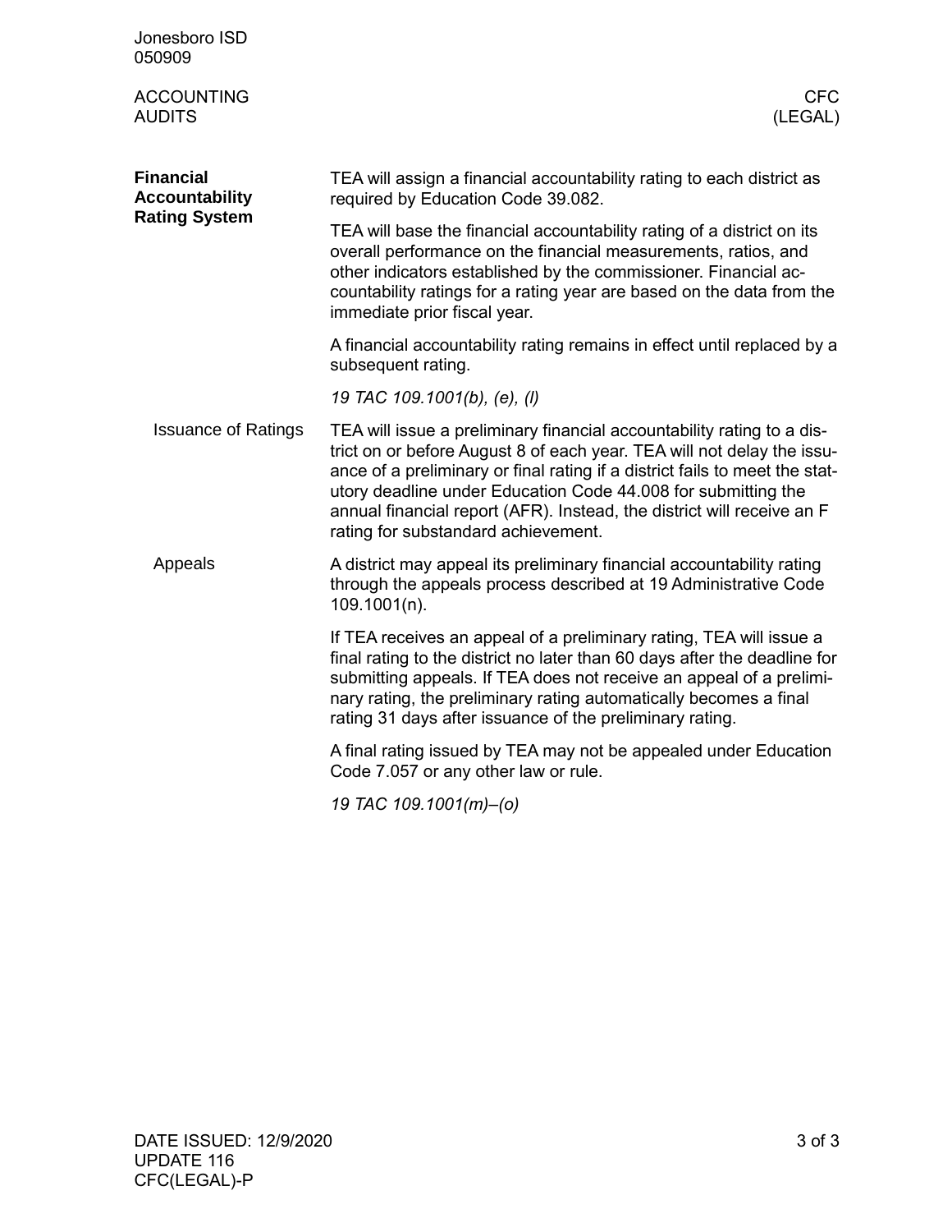## Financial Accountability Rating System

TEA will assign a financial accountability rating to each district as required by Education Code 39.082.

TEA will base the financial accountability rating of a district on its overall performance on the financial measurements, ratios, and other indicators established by the commissioner. Financial accountability ratings for a rating year are based on the data from the immediate prior fiscal year.

A financial accountability rating remains in effect until replaced by a subsequent rating.

*19 TAC 109.1001(b), (e), (l)*

### Issuance of Ratings

TEA will issue a preliminary financial accountability rating to a district on or before August 8 of each year. TEA will not delay the issuance of a preliminary or final rating if a district fails to meet the statutory deadline under Education Code 44.008 for submitting the annual financial report (AFR). Instead, the district will receive an F rating for substandard achievement.

### Appeals

A district may appeal its preliminary financial accountability rating through the appeals process described at 19 Administrative Code 109.1001(n).

If TEA receives an appeal of a preliminary rating, TEA will issue a final rating to the district no later than 60 days after the deadline for submitting appeals. If TEA does not receive an appeal of a preliminary rating, the preliminary rating automatically becomes a final rating 31 days after issuance of the preliminary rating.

A final rating issued by TEA may not be appealed under Education Code 7.057 or any other law or rule.

*19 TAC 109.1001(m)–(o)*